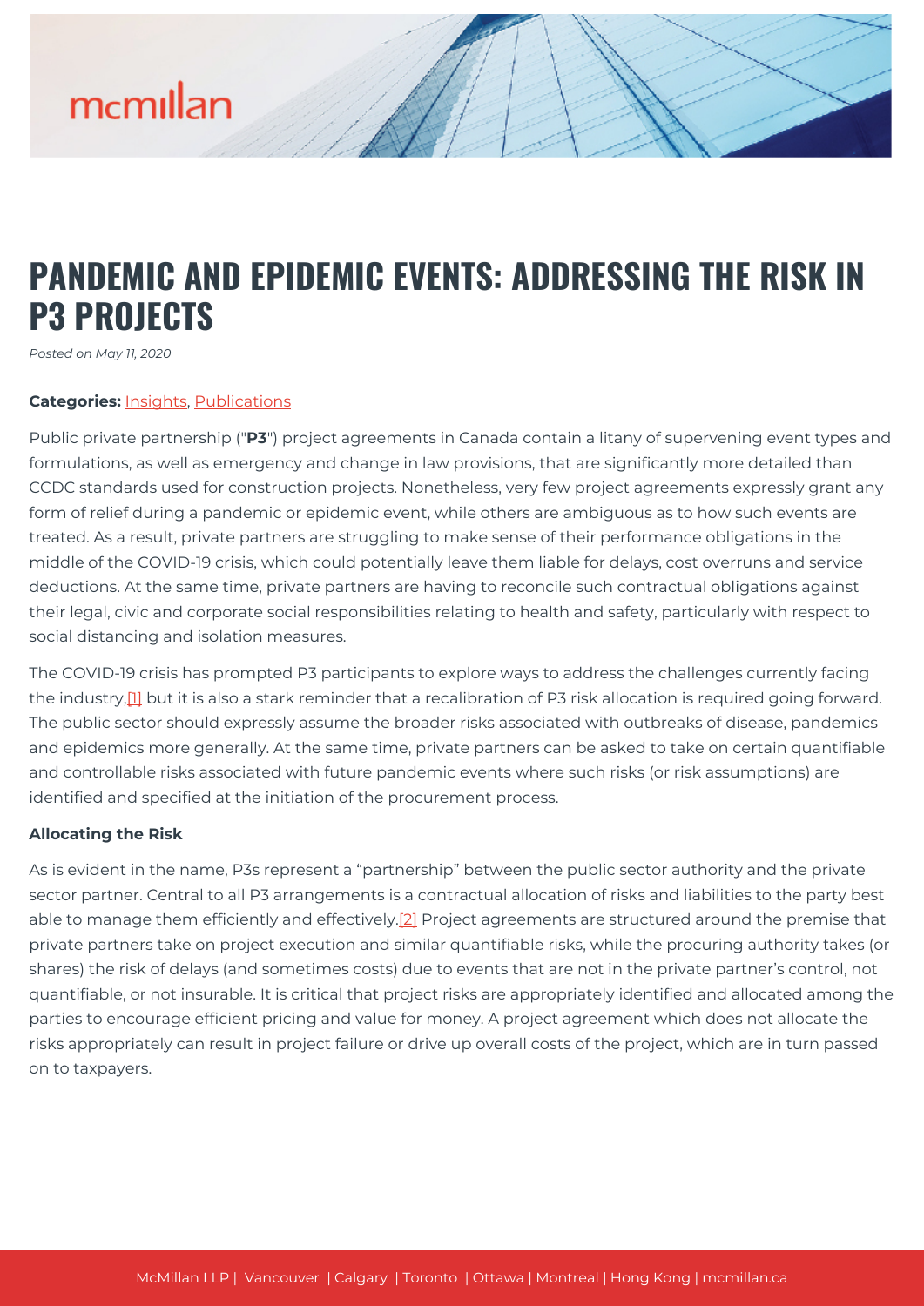# PANDEMIC AND EPIDEMIC EVENTS: ADDRESSING THE RISK IN P3 PROJECTS

*Posted on May 11, 2020*

**Categories:** Insights, Publications

Public private partnership ("**P3**") project agreements in Canada contain a litany of supervening event types and formulations, as well as emergency and change in law provisions, that are significantly more detailed than CCDC standards used for construction projects. Nonetheless, very few project agreements expressly grant any form of relief during a pandemic or epidemic event, while others are ambiguous as to how such events are treated. As a result, private partners are struggling to make sense of their performance obligations in the middle of the COVID-19 crisis, which could potentially leave them liable for delays, cost overruns and service deductions. At the same time, private partners are having to reconcile such contractual obligations against their legal, civic and corporate social responsibilities relating to health and safety, particularly with respect to social distancing and isolation measures.

The COVID-19 crisis has prompted P3 participants to explore ways to address the challenges currently facing the industry,[1] but it is also a stark reminder that a recalibration of P3 risk allocation is required going forward. The public sector should expressly assume the broader risks associated with outbreaks of disease, pandemics and epidemics more generally. At the same time, private partners can be asked to take on certain quantifiable and controllable risks associated with future pandemic events where such risks (or risk assumptions) are identified and specified at the initiation of the procurement process.

**Allocating the Risk**

As is evident in the name, P3s represent a "partnership" between the public sector authority and the private sector partner. Central to all P3 arrangements is a contractual allocation of risks and liabilities to the party best able to manage them efficiently and effectively.[2] Project agreements are structured around the premise that private partners take on project execution and similar quantifiable risks, while the procuring authority takes (or shares) the risk of delays (and sometimes costs) due to events that are not in the private partner's control, not quantifiable, or not insurable. It is critical that project risks are appropriately identified and allocated among the parties to encourage efficient pricing and value for money. A project agreement which does not allocate the risks appropriately can result in project failure or drive up overall costs of the project, which are in turn passed on to taxpayers.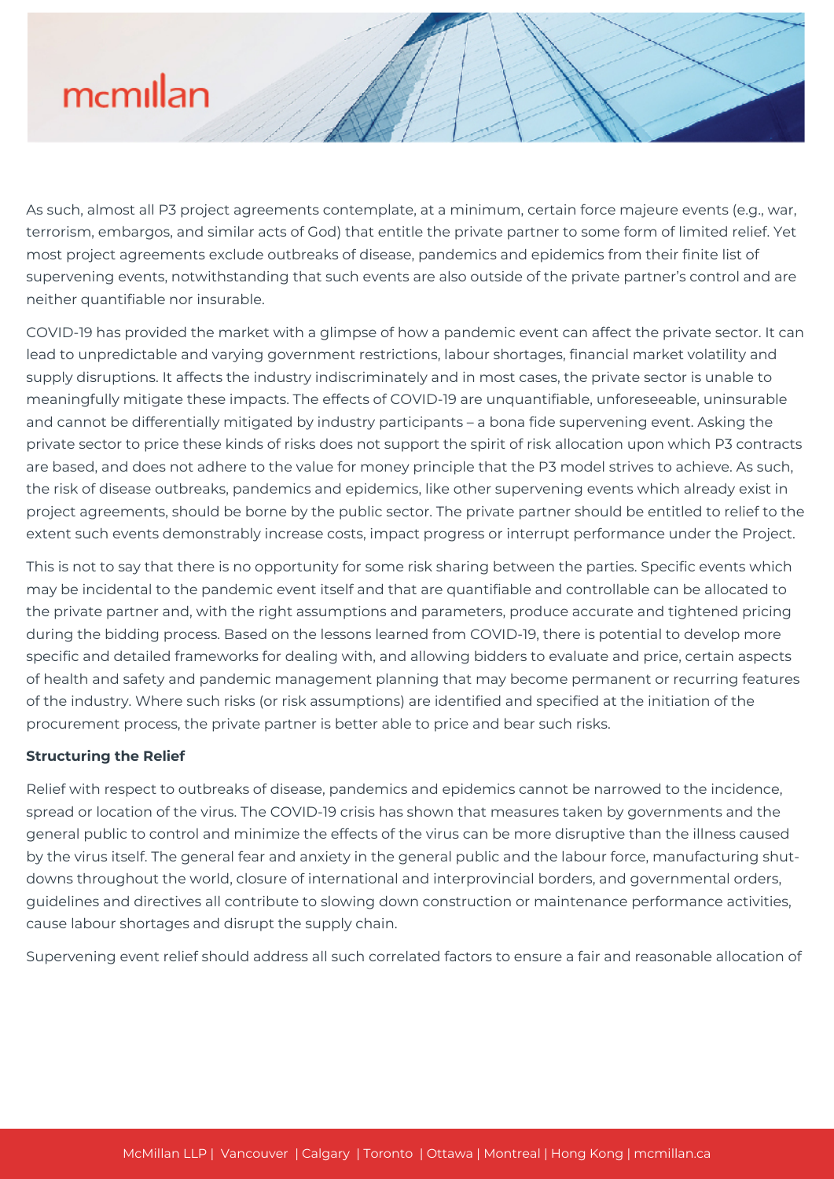As such, almost all P3 project agreements contemplate, at a minimum, certain force majeure events (e.g., war, terrorism, embargos, and similar acts of God) that entitle the private partner to some form of limited relief. Yet most project agreements exclude outbreaks of disease, pandemics and epidemics from their finite list of supervening events, notwithstanding that such events are also outside of the private partner's control and are neither quantifiable nor insurable.

COVID-19 has provided the market with a glimpse of how a pandemic event can affect the private sector. It can lead to unpredictable and varying government restrictions, labour shortages, financial market volatility and supply disruptions. It affects the industry indiscriminately and in most cases, the private sector is unable to meaningfully mitigate these impacts. The effects of COVID-19 are unquantifiable, unforeseeable, uninsurable and cannot be differentially mitigated by industry participants – a bona fide supervening event. Asking the private sector to price these kinds of risks does not support the spirit of risk allocation upon which P3 contracts are based, and does not adhere to the value for money principle that the P3 model strives to achieve. As such, the risk of disease outbreaks, pandemics and epidemics, like other supervening events which already exist in project agreements, should be borne by the public sector. The private partner should be entitled to relief to the extent such events demonstrably increase costs, impact progress or interrupt performance under the Project.

This is not to say that there is no opportunity for some risk sharing between the parties. Specific events which may be incidental to the pandemic event itself and that are quantifiable and controllable can be allocated to the private partner and, with the right assumptions and parameters, produce accurate and tightened pricing during the bidding process. Based on the lessons learned from COVID-19, there is potential to develop more specific and detailed frameworks for dealing with, and allowing bidders to evaluate and price, certain aspects of health and safety and pandemic management planning that may become permanent or recurring features of the industry. Where such risks (or risk assumptions) are identified and specified at the initiation of the procurement process, the private partner is better able to price and bear such risks.

**Structuring the Relief**

Relief with respect to outbreaks of disease, pandemics and epidemics cannot be narrowed to the incidence, spread or location of the virus. The COVID-19 crisis has shown that measures taken by governments and the general public to control and minimize the effects of the virus can be more disruptive than the illness caused by the virus itself. The general fear and anxiety in the general public and the labour force, manufacturing shut-downs throughout the world, closure of international and interprovincial borders, and governmental orders, guidelines and directives all contribute to slowing down construction or maintenance performance activities, cause labour shortages and disrupt the supply chain.

Supervening event relief should address all such correlated factors to ensure a fair and reasonable allocation of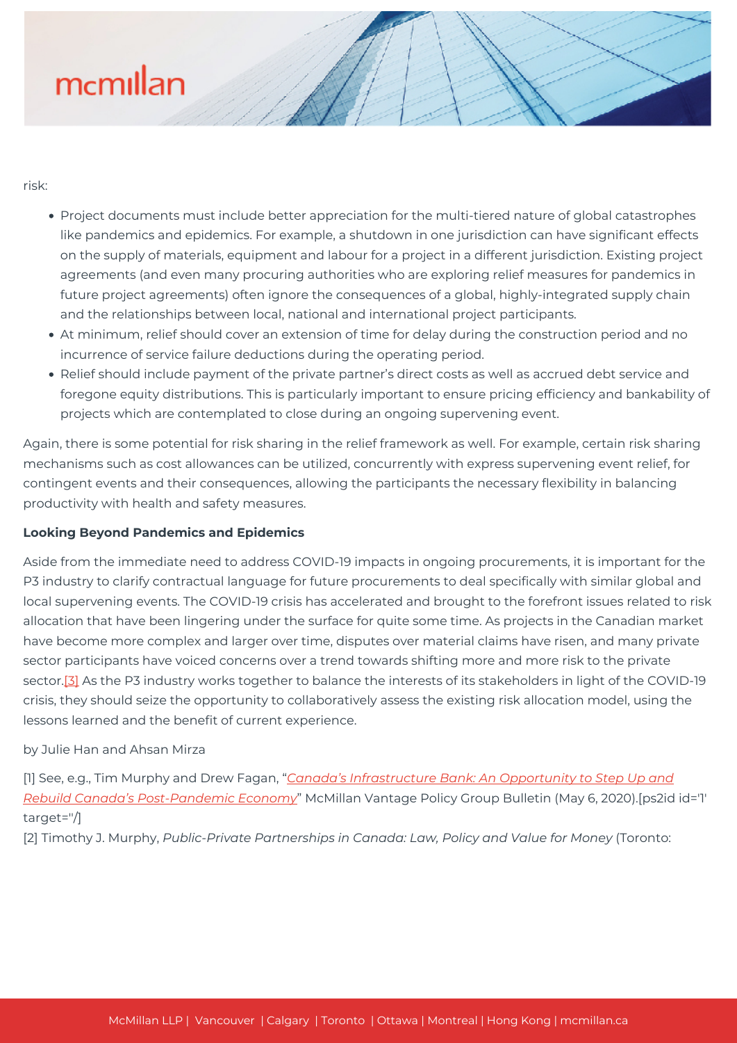risk:

- Project documents must include better appreciation for the multi-tiered nature of global catastrophes like pandemics and epidemics. For example, a shutdown in one jurisdiction can have significant effects on the supply of materials, equipment and labour for a project in a different jurisdiction. Existing project agreements (and even many procuring authorities who are exploring relief measures for pandemics in future project agreements) often ignore the consequences of a global, highly-integrated supply chain and the relationships between local, national and international project participants.
- At minimum, relief should cover an extension of time for delay during the construction period and no incurrence of service failure deductions during the operating period.
- Relief should include payment of the private partner's direct costs as well as accrued debt service and foregone equity distributions. This is particularly important to ensure pricing efficiency and bankability of projects which are contemplated to close during an ongoing supervening event.

Again, there is some potential for risk sharing in the relief framework as well. For example, certain risk sharing mechanisms such as cost allowances can be utilized, concurrently with express supervening event relief, for contingent events and their consequences, allowing the participants the necessary flexibility in balancing productivity with health and safety measures.

**Looking Beyond Pandemics and Epidemics**

Aside from the immediate need to address COVID-19 impacts in ongoing procurements, it is important for the P3 industry to clarify contractual language for future procurements to deal specifically with similar global and local supervening events. The COVID-19 crisis has accelerated and brought to the forefront issues related to risk allocation that have been lingering under the surface for quite some time. As projects in the Canadian market have become more complex and larger over time, disputes over material claims have risen, and many private sector participants have voiced concerns over a trend towards shifting more and more risk to the private sector.[3] As the P3 industry works together to balance the interests of its stakeholders in light of the COVID-19 crisis, they should seize the opportunity to collaboratively assess the existing risk allocation model, using the lessons learned and the benefit of current experience.

by Julie Han and Ahsan Mirza

[1] See, e.g., Tim Murphy and Drew Fagan, "*Canada's Infrastructure Bank: An Opportunity to Step Up and Rebuild Canada's Post-Pandemic Economy*" McMillan Vantage Policy Group Bulletin (May 6, 2020).[ps2id id='1' target=''/]

[2] Timothy J. Murphy, *Public-Private Partnerships in Canada: Law, Policy and Value for Money* (Toronto: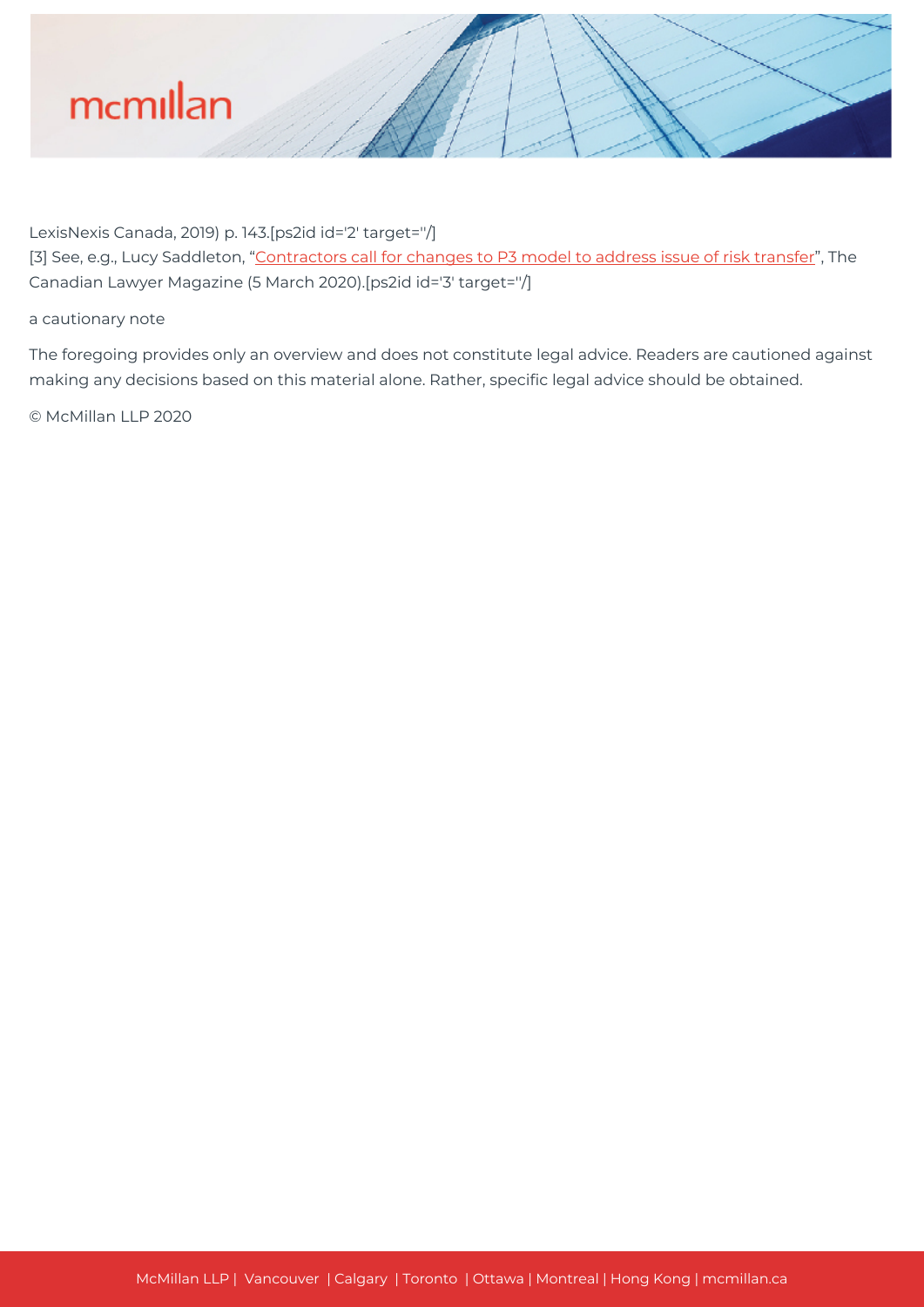LexisNexis Canada, 2019) p. 143.[ps2id id='2' target=''/]

[3] See, e.g., Lucy Saddleton, "Contractors call for changes to P3 model to address issue of risk transfer", The Canadian Lawyer Magazine (5 March 2020).[ps2id id='3' target=''/]

a cautionary note

The foregoing provides only an overview and does not constitute legal advice. Readers are cautioned against making any decisions based on this material alone. Rather, specific legal advice should be obtained.

© McMillan LLP 2020